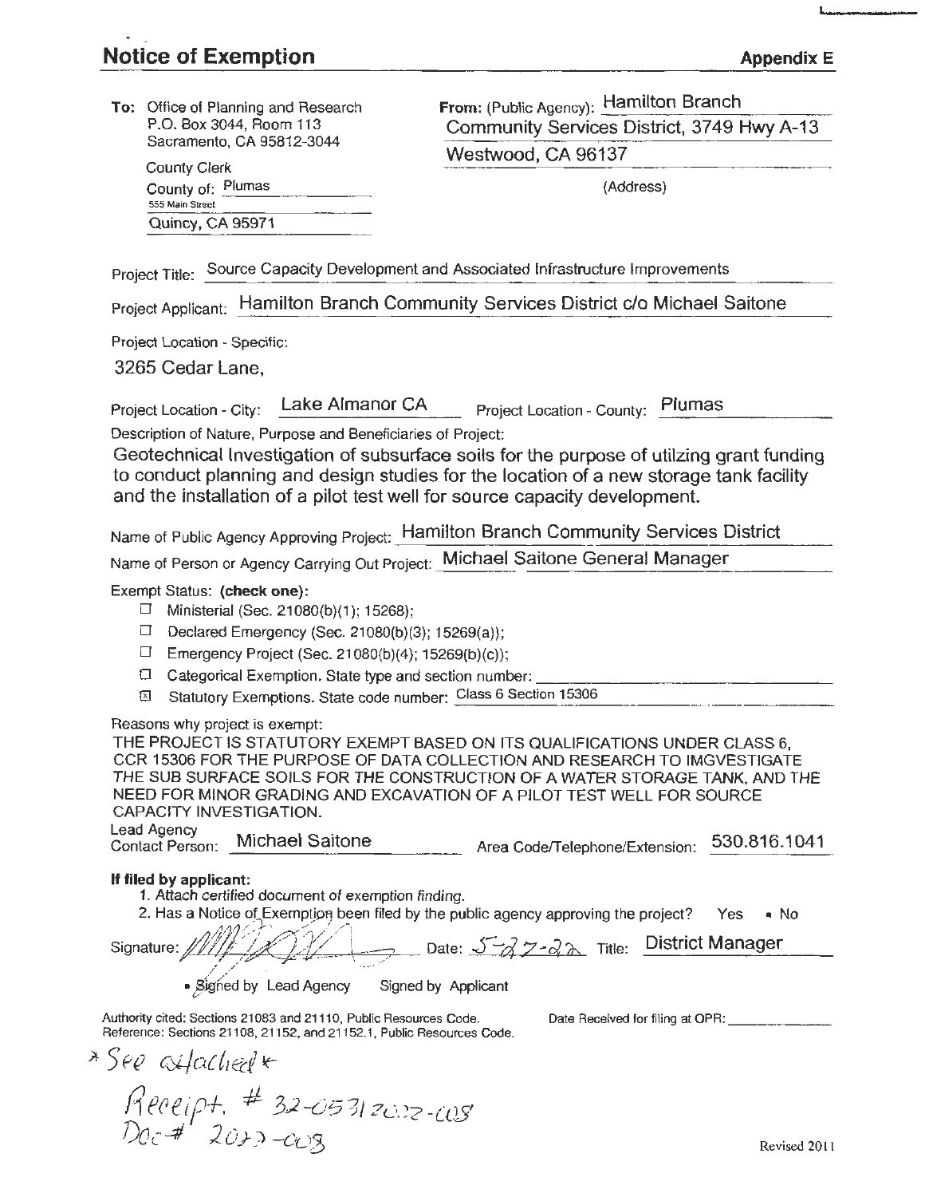# Notice of Exemption

**Appendix E**

**To:** Office of Planning and Research
P.O. Box 3044, Room 113
Sacramento, CA 95812-3044

County Clerk
County of: Plumas
555 Main Street
Quincy, CA 95971

**From:** (Public Agency): Hamilton Branch Community Services District, 3749 Hwy A-13
Westwood, CA 96137
(Address)

Project Title: Source Capacity Development and Associated Infrastructure Improvements

Project Applicant: Hamilton Branch Community Services District c/o Michael Saitone

Project Location - Specific:

3265 Cedar Lane,

Project Location - City: Lake Almanor CA Project Location - County: Plumas

Description of Nature, Purpose and Beneficiaries of Project:

Geotechnical Investigation of subsurface soils for the purpose of utilzing grant funding to conduct planning and design studies for the location of a new storage tank facility and the installation of a pilot test well for source capacity development.

Name of Public Agency Approving Project: Hamilton Branch Community Services District

Name of Person or Agency Carrying Out Project: Michael Saitone General Manager

Exempt Status: **(check one):**

- ☐ Ministerial (Sec. 21080(b)(1); 15268);
- ☐ Declared Emergency (Sec. 21080(b)(3); 15269(a));
- ☐ Emergency Project (Sec. 21080(b)(4); 15269(b)(c));
- ☐ Categorical Exemption. State type and section number:
- ☒ Statutory Exemptions. State code number: Class 6 Section 15306

Reasons why project is exempt:

THE PROJECT IS STATUTORY EXEMPT BASED ON ITS QUALIFICATIONS UNDER CLASS 6, CCR 15306 FOR THE PURPOSE OF DATA COLLECTION AND RESEARCH TO IMGVESTIGATE THE SUB SURFACE SOILS FOR THE CONSTRUCTION OF A WATER STORAGE TANK, AND THE NEED FOR MINOR GRADING AND EXCAVATION OF A PILOT TEST WELL FOR SOURCE CAPACITY INVESTIGATION.

Lead Agency Contact Person: Michael Saitone Area Code/Telephone/Extension: 530.816.1041

**If filed by applicant:**

1. Attach certified document of exemption finding.
2. Has a Notice of Exemption been filed by the public agency approving the project? Yes ▪ No

Signature: [signature] Date: 5-27-22 Title: District Manager

▪ Signed by Lead Agency Signed by Applicant

Authority cited: Sections 21083 and 21110, Public Resources Code.
Reference: Sections 21108, 21152, and 21152.1, Public Resources Code.

Date Received for filing at OPR:

\* See attached \*

Receipt. # 32-05312022-008
Doc # 2022-008

Revised 2011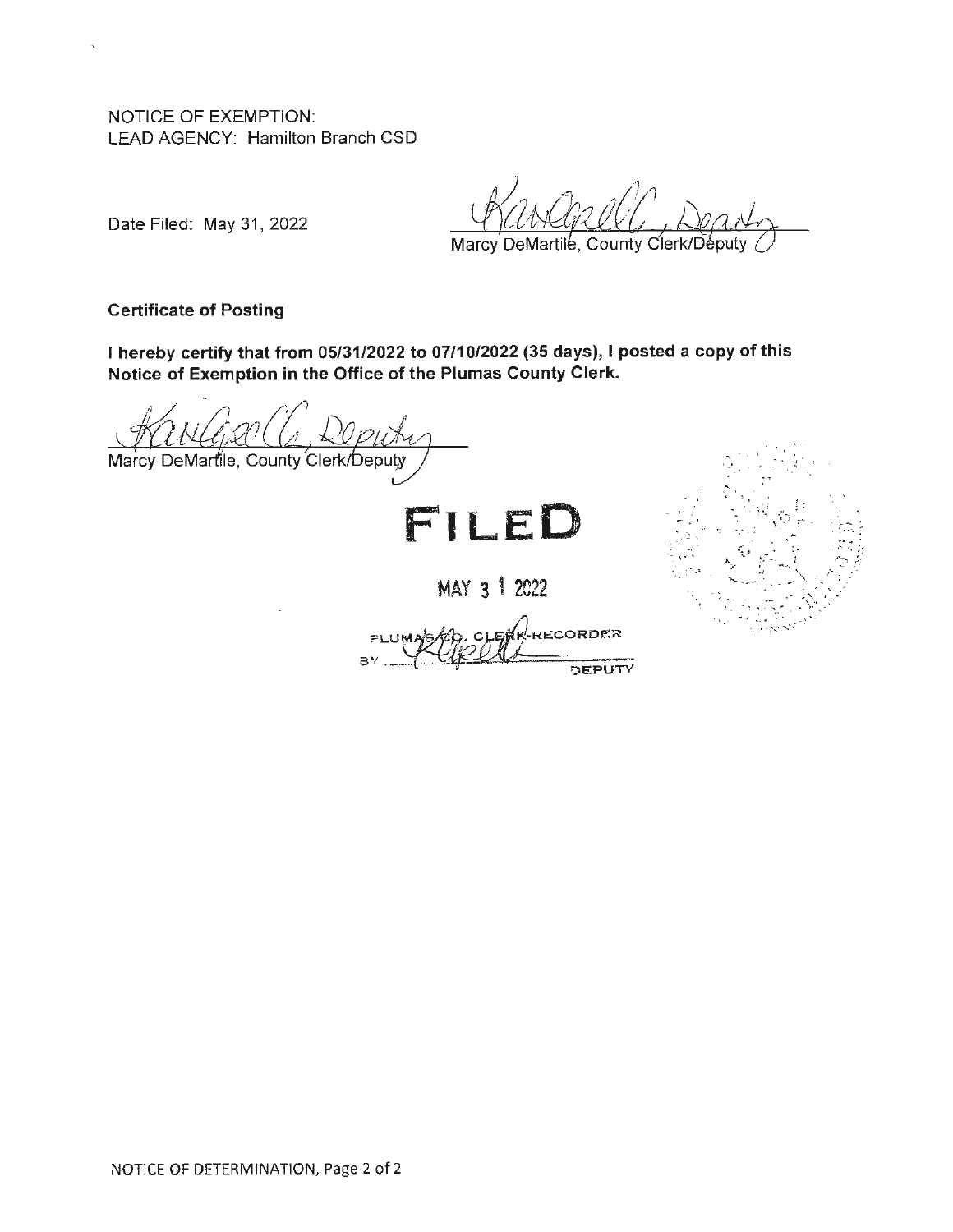NOTICE OF EXEMPTION:
LEAD AGENCY: Hamilton Branch CSD

Date Filed: May 31, 2022

Marcy DeMartile, County Clerk/Deputy

**Certificate of Posting**

**I hereby certify that from 05/31/2022 to 07/10/2022 (35 days), I posted a copy of this Notice of Exemption in the Office of the Plumas County Clerk.**

Marcy DeMartile, County Clerk/Deputy

**FILED**

MAY 31 2022

PLUMAS CO. CLERK-RECORDER
BY ______ DEPUTY

NOTICE OF DETERMINATION, Page 2 of 2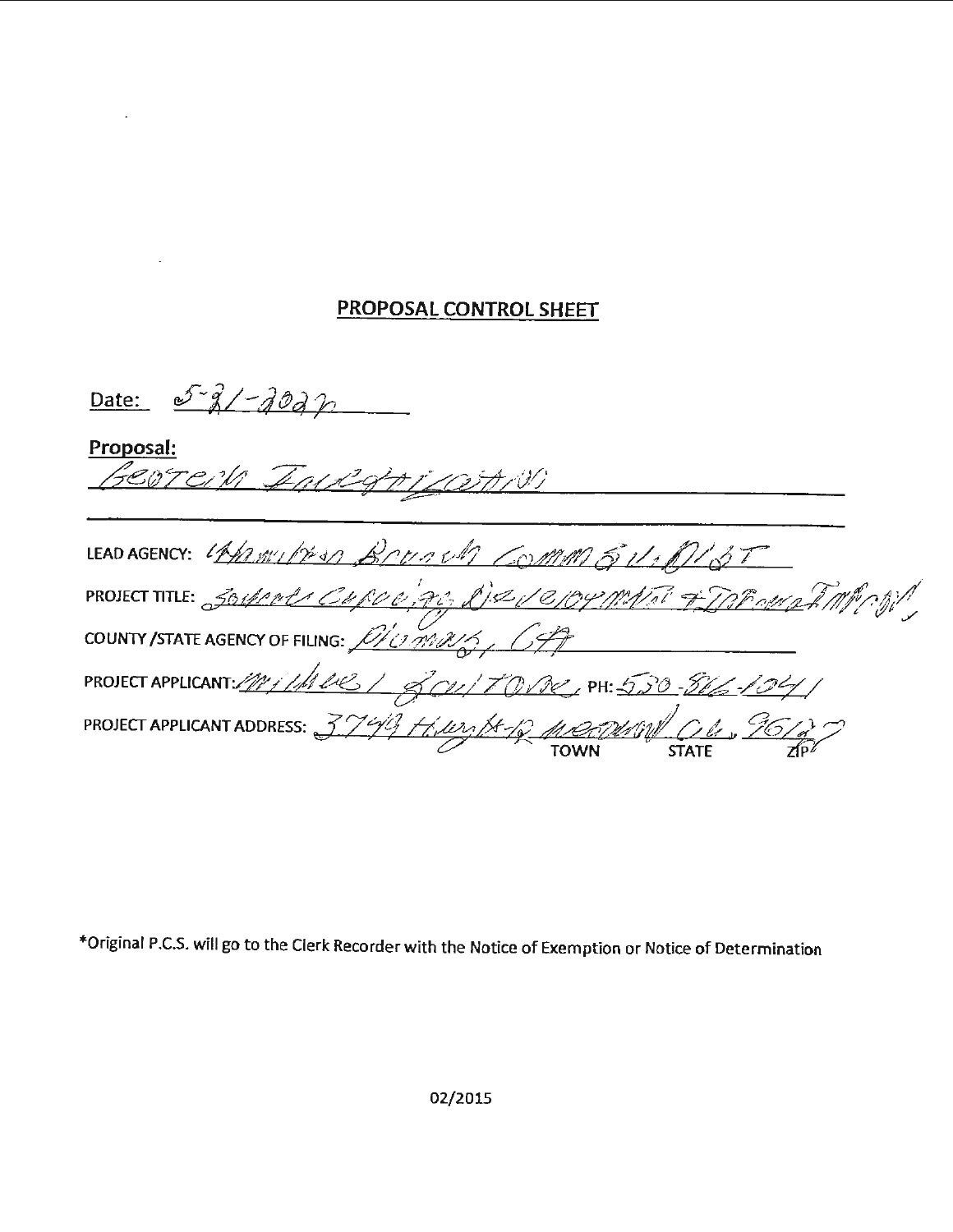## PROPOSAL CONTROL SHEET

Date: 5-21-2022

**Proposal:**

Geotech Investigation

LEAD AGENCY: Hamilton Branch Comm Svc Dist

PROJECT TITLE: Source Capacity Development & Treatment Improv.

COUNTY /STATE AGENCY OF FILING: Plumas, CA

PROJECT APPLICANT: Michael Boulton, PH: 530-816-1041

PROJECT APPLICANT ADDRESS: 3749 Hwy A-13 Westwood CA 96137

TOWN STATE ZIP

*Original P.C.S. will go to the Clerk Recorder with the Notice of Exemption or Notice of Determination

02/2015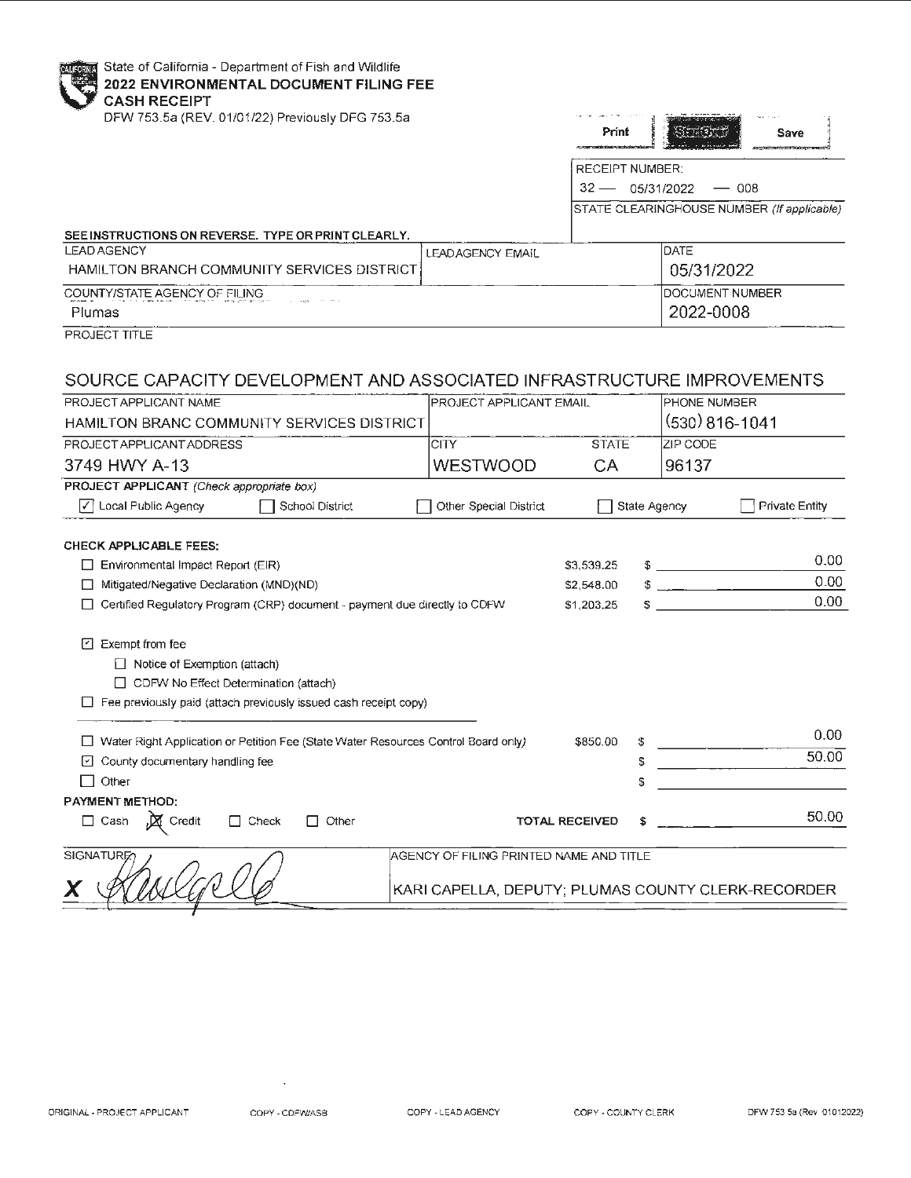State of California - Department of Fish and Wildlife
**2022 ENVIRONMENTAL DOCUMENT FILING FEE**
**CASH RECEIPT**
DFW 753.5a (REV. 01/01/22) Previously DFG 753.5a

Print | Start Over | Save

RECEIPT NUMBER:
32 — 05/31/2022 — 008

STATE CLEARINGHOUSE NUMBER *(If applicable)*

**SEE INSTRUCTIONS ON REVERSE. TYPE OR PRINT CLEARLY.**

| LEAD AGENCY | LEADAGENCY EMAIL | DATE |
|---|---|---|
| HAMILTON BRANCH COMMUNITY SERVICES DISTRICT | | 05/31/2022 |

| COUNTY/STATE AGENCY OF FILING | DOCUMENT NUMBER |
|---|---|
| Plumas | 2022-0008 |

PROJECT TITLE

SOURCE CAPACITY DEVELOPMENT AND ASSOCIATED INFRASTRUCTURE IMPROVEMENTS

| PROJECT APPLICANT NAME | PROJECT APPLICANT EMAIL | | PHONE NUMBER |
|---|---|---|---|
| HAMILTON BRANC COMMUNITY SERVICES DISTRICT | | | (530) 816-1041 |
| PROJECT APPLICANT ADDRESS | CITY | STATE | ZIP CODE |
| 3749 HWY A-13 | WESTWOOD | CA | 96137 |

**PROJECT APPLICANT** *(Check appropriate box)*

☑ Local Public Agency ☐ School District ☐ Other Special District ☐ State Agency ☐ Private Entity

**CHECK APPLICABLE FEES:**

| | | |
|---|---|---|
| ☐ Environmental Impact Report (EIR) | $3,539.25 | $ 0.00 |
| ☐ Mitigated/Negative Declaration (MND)(ND) | $2,548.00 | $ 0.00 |
| ☐ Certified Regulatory Program (CRP) document - payment due directly to CDFW | $1,203.25 | $ 0.00 |

☑ Exempt from fee
- ☐ Notice of Exemption (attach)
- ☐ CDFW No Effect Determination (attach)

☐ Fee previously paid (attach previously issued cash receipt copy)

| | | |
|---|---|---|
| ☐ Water Right Application or Petition Fee (State Water Resources Control Board only) | $850.00 | $ 0.00 |
| ☑ County documentary handling fee | | $ 50.00 |
| ☐ Other | | $ |

**PAYMENT METHOD:**

☐ Cash ☒ Credit ☐ Check ☐ Other **TOTAL RECEIVED** $ 50.00

| SIGNATURE | AGENCY OF FILING PRINTED NAME AND TITLE |
|---|---|
| X *(signature)* | KARI CAPELLA, DEPUTY; PLUMAS COUNTY CLERK-RECORDER |

ORIGINAL - PROJECT APPLICANT  COPY - CDFW/ASB  COPY - LEAD AGENCY  COPY - COUNTY CLERK  DFW 753.5a (Rev. 01012022)